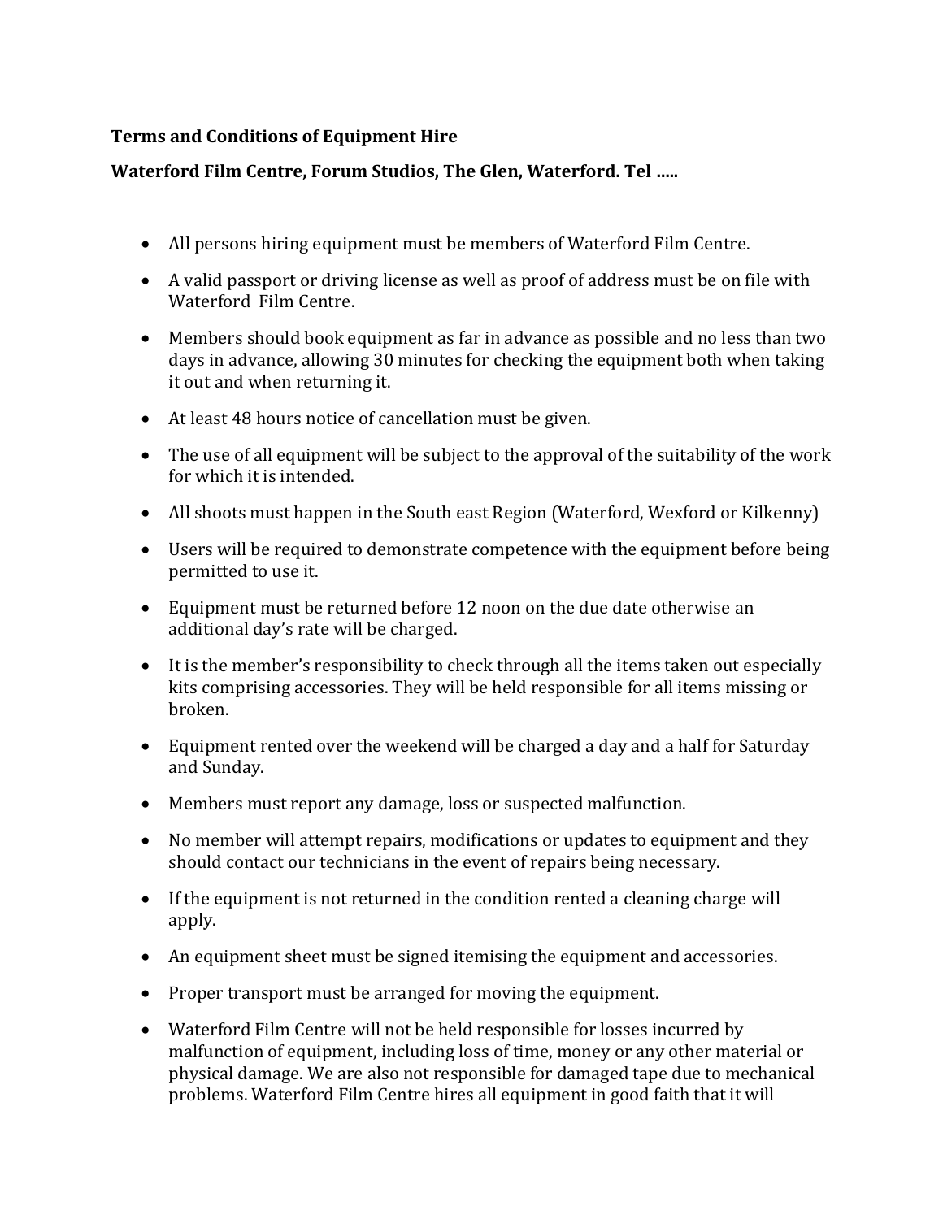**Terms and Conditions of Equipment Hire**

**Waterford Film Centre, Forum Studios, The Glen, Waterford. Tel .....**

- All persons hiring equipment must be members of Waterford Film Centre.
- A valid passport or driving license as well as proof of address must be on file with Waterford Film Centre.
- Members should book equipment as far in advance as possible and no less than two days in advance, allowing 30 minutes for checking the equipment both when taking it out and when returning it.
- At least 48 hours notice of cancellation must be given.
- The use of all equipment will be subject to the approval of the suitability of the work for which it is intended.
- All shoots must happen in the South east Region (Waterford, Wexford or Kilkenny)
- Users will be required to demonstrate competence with the equipment before being permitted to use it.
- Equipment must be returned before 12 noon on the due date otherwise an additional day's rate will be charged.
- It is the member's responsibility to check through all the items taken out especially kits comprising accessories. They will be held responsible for all items missing or broken.
- Equipment rented over the weekend will be charged a day and a half for Saturday and Sunday.
- Members must report any damage, loss or suspected malfunction.
- No member will attempt repairs, modifications or updates to equipment and they should contact our technicians in the event of repairs being necessary.
- If the equipment is not returned in the condition rented a cleaning charge will apply.
- An equipment sheet must be signed itemising the equipment and accessories.
- Proper transport must be arranged for moving the equipment.
- Waterford Film Centre will not be held responsible for losses incurred by malfunction of equipment, including loss of time, money or any other material or physical damage. We are also not responsible for damaged tape due to mechanical problems. Waterford Film Centre hires all equipment in good faith that it will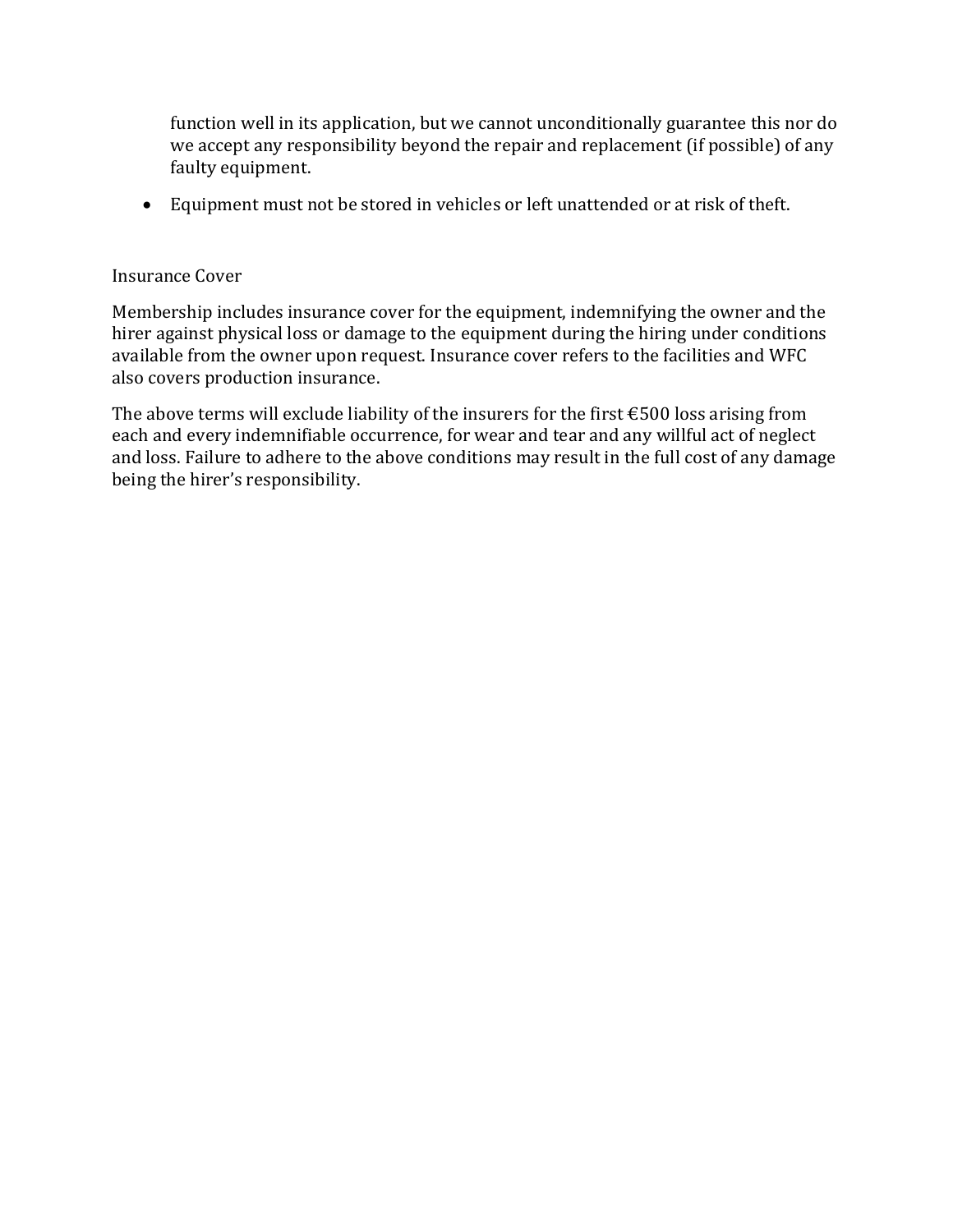function well in its application, but we cannot unconditionally guarantee this nor do we accept any responsibility beyond the repair and replacement (if possible) of any faulty equipment.

- Equipment must not be stored in vehicles or left unattended or at risk of theft.

## Insurance Cover

Membership includes insurance cover for the equipment, indemnifying the owner and the hirer against physical loss or damage to the equipment during the hiring under conditions available from the owner upon request. Insurance cover refers to the facilities and WFC also covers production insurance.

The above terms will exclude liability of the insurers for the first €500 loss arising from each and every indemnifiable occurrence, for wear and tear and any willful act of neglect and loss. Failure to adhere to the above conditions may result in the full cost of any damage being the hirer's responsibility.